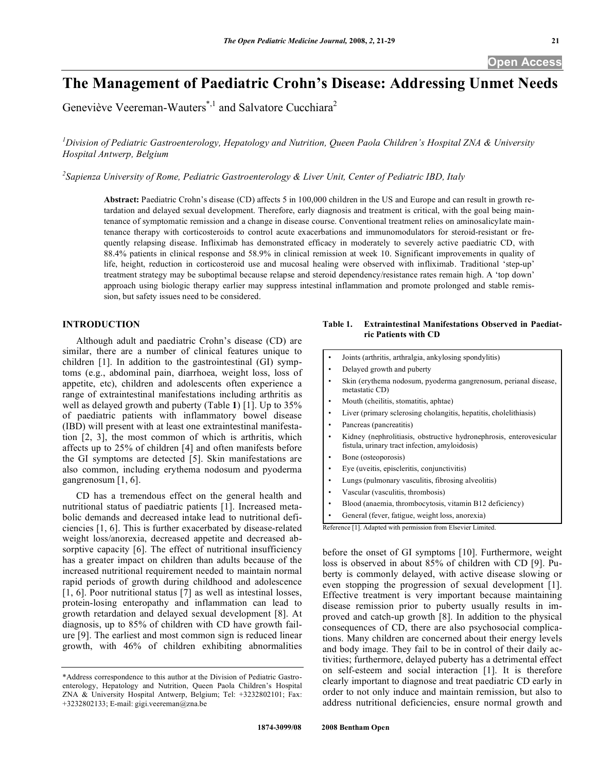# The Management of Paediatric Crohn's Disease: Addressing Unmet Needs

Geneviève Veereman-Wauters[*,1] and Salvatore Cucchiara[2]

[1]*Division of Pediatric Gastroenterology, Hepatology and Nutrition, Queen Paola Children's Hospital ZNA & University Hospital Antwerp, Belgium*

[2]*Sapienza University of Rome, Pediatric Gastroenterology & Liver Unit, Center of Pediatric IBD, Italy*

**Abstract:** Paediatric Crohn's disease (CD) affects 5 in 100,000 children in the US and Europe and can result in growth retardation and delayed sexual development. Therefore, early diagnosis and treatment is critical, with the goal being maintenance of symptomatic remission and a change in disease course. Conventional treatment relies on aminosalicylate maintenance therapy with corticosteroids to control acute exacerbations and immunomodulators for steroid-resistant or frequently relapsing disease. Infliximab has demonstrated efficacy in moderately to severely active paediatric CD, with 88.4% patients in clinical response and 58.9% in clinical remission at week 10. Significant improvements in quality of life, height, reduction in corticosteroid use and mucosal healing were observed with infliximab. Traditional 'step-up' treatment strategy may be suboptimal because relapse and steroid dependency/resistance rates remain high. A 'top down' approach using biologic therapy earlier may suppress intestinal inflammation and promote prolonged and stable remission, but safety issues need to be considered.

## INTRODUCTION

Although adult and paediatric Crohn's disease (CD) are similar, there are a number of clinical features unique to children [1]. In addition to the gastrointestinal (GI) symptoms (e.g., abdominal pain, diarrhoea, weight loss, loss of appetite, etc), children and adolescents often experience a range of extraintestinal manifestations including arthritis as well as delayed growth and puberty (Table **1**) [1]. Up to 35% of paediatric patients with inflammatory bowel disease (IBD) will present with at least one extraintestinal manifestation [2, 3], the most common of which is arthritis, which affects up to 25% of children [4] and often manifests before the GI symptoms are detected [5]. Skin manifestations are also common, including erythema nodosum and pyoderma gangrenosum [1, 6].

CD has a tremendous effect on the general health and nutritional status of paediatric patients [1]. Increased metabolic demands and decreased intake lead to nutritional deficiencies [1, 6]. This is further exacerbated by disease-related weight loss/anorexia, decreased appetite and decreased absorptive capacity [6]. The effect of nutritional insufficiency has a greater impact on children than adults because of the increased nutritional requirement needed to maintain normal rapid periods of growth during childhood and adolescence [1, 6]. Poor nutritional status [7] as well as intestinal losses, protein-losing enteropathy and inflammation can lead to growth retardation and delayed sexual development [8]. At diagnosis, up to 85% of children with CD have growth failure [9]. The earliest and most common sign is reduced linear growth, with 46% of children exhibiting abnormalities before the onset of GI symptoms [10]. Furthermore, weight loss is observed in about 85% of children with CD [9]. Puberty is commonly delayed, with active disease slowing or even stopping the progression of sexual development [1]. Effective treatment is very important because maintaining disease remission prior to puberty usually results in improved and catch-up growth [8]. In addition to the physical consequences of CD, there are also psychosocial complications. Many children are concerned about their energy levels and body image. They fail to be in control of their daily activities; furthermore, delayed puberty has a detrimental effect on self-esteem and social interaction [1]. It is therefore clearly important to diagnose and treat paediatric CD early in order to not only induce and maintain remission, but also to address nutritional deficiencies, ensure normal growth and

**Table 1. Extraintestinal Manifestations Observed in Paediatric Patients with CD**

- Joints (arthritis, arthralgia, ankylosing spondylitis)
- Delayed growth and puberty
- Skin (erythema nodosum, pyoderma gangrenosum, perianal disease, metastatic CD)
- Mouth (cheilitis, stomatitis, aphtae)
- Liver (primary sclerosing cholangitis, hepatitis, cholelithiasis)
- Pancreas (pancreatitis)
- Kidney (nephrolitiasis, obstructive hydronephrosis, enterovesicular fistula, urinary tract infection, amyloidosis)
- Bone (osteoporosis)
- Eye (uveitis, episcleritis, conjunctivitis)
- Lungs (pulmonary vasculitis, fibrosing alveolitis)
- Vascular (vasculitis, thrombosis)
- Blood (anaemia, thrombocytosis, vitamin B12 deficiency)
- General (fever, fatigue, weight loss, anorexia)

Reference [1]. Adapted with permission from Elsevier Limited.

*Address correspondence to this author at the Division of Pediatric Gastroenterology, Hepatology and Nutrition, Queen Paola Children's Hospital ZNA & University Hospital Antwerp, Belgium; Tel: +3232802101; Fax: +3232802133; E-mail: gigi.veereman@zna.be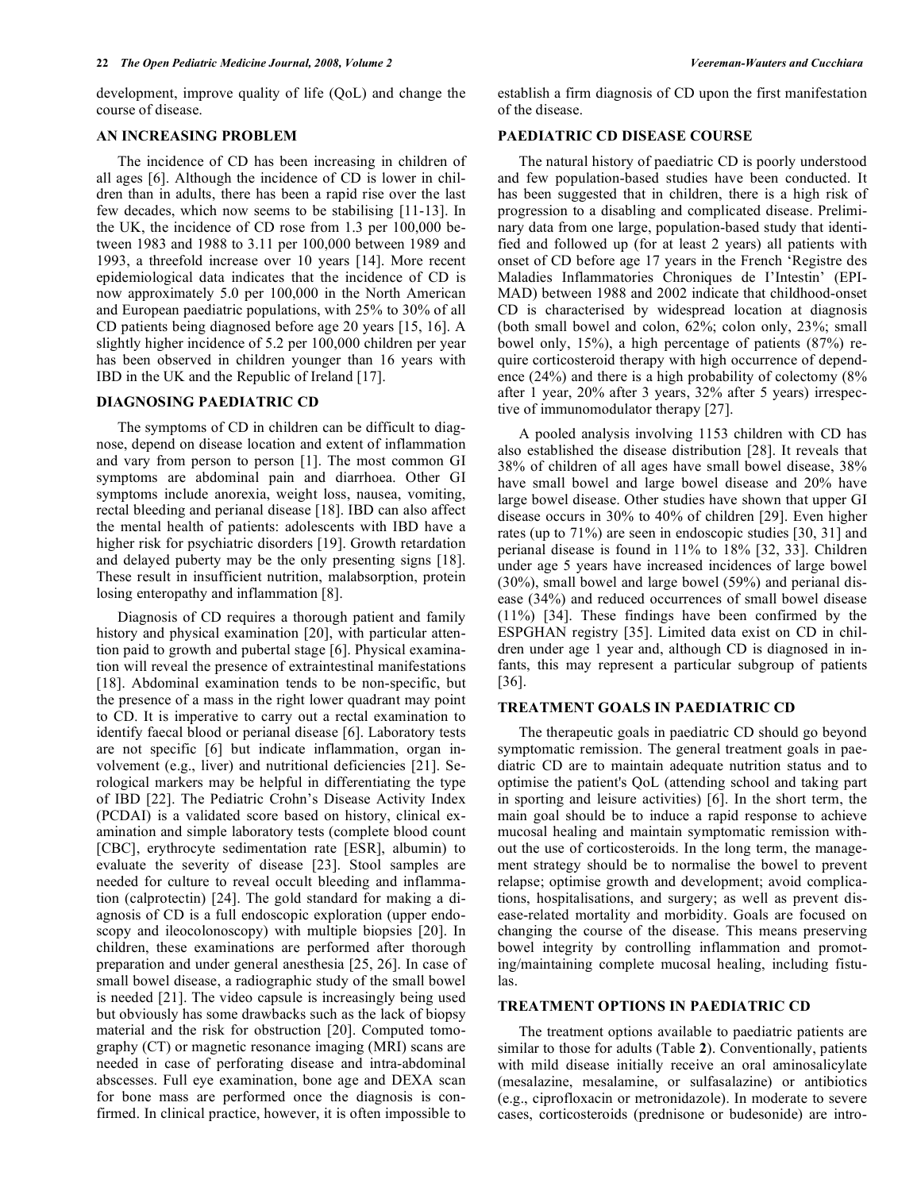development, improve quality of life (QoL) and change the course of disease.

## AN INCREASING PROBLEM

The incidence of CD has been increasing in children of all ages [6]. Although the incidence of CD is lower in children than in adults, there has been a rapid rise over the last few decades, which now seems to be stabilising [11-13]. In the UK, the incidence of CD rose from 1.3 per 100,000 between 1983 and 1988 to 3.11 per 100,000 between 1989 and 1993, a threefold increase over 10 years [14]. More recent epidemiological data indicates that the incidence of CD is now approximately 5.0 per 100,000 in the North American and European paediatric populations, with 25% to 30% of all CD patients being diagnosed before age 20 years [15, 16]. A slightly higher incidence of 5.2 per 100,000 children per year has been observed in children younger than 16 years with IBD in the UK and the Republic of Ireland [17].

## DIAGNOSING PAEDIATRIC CD

The symptoms of CD in children can be difficult to diagnose, depend on disease location and extent of inflammation and vary from person to person [1]. The most common GI symptoms are abdominal pain and diarrhoea. Other GI symptoms include anorexia, weight loss, nausea, vomiting, rectal bleeding and perianal disease [18]. IBD can also affect the mental health of patients: adolescents with IBD have a higher risk for psychiatric disorders [19]. Growth retardation and delayed puberty may be the only presenting signs [18]. These result in insufficient nutrition, malabsorption, protein losing enteropathy and inflammation [8].

Diagnosis of CD requires a thorough patient and family history and physical examination [20], with particular attention paid to growth and pubertal stage [6]. Physical examination will reveal the presence of extraintestinal manifestations [18]. Abdominal examination tends to be non-specific, but the presence of a mass in the right lower quadrant may point to CD. It is imperative to carry out a rectal examination to identify faecal blood or perianal disease [6]. Laboratory tests are not specific [6] but indicate inflammation, organ involvement (e.g., liver) and nutritional deficiencies [21]. Serological markers may be helpful in differentiating the type of IBD [22]. The Pediatric Crohn's Disease Activity Index (PCDAI) is a validated score based on history, clinical examination and simple laboratory tests (complete blood count [CBC], erythrocyte sedimentation rate [ESR], albumin) to evaluate the severity of disease [23]. Stool samples are needed for culture to reveal occult bleeding and inflammation (calprotectin) [24]. The gold standard for making a diagnosis of CD is a full endoscopic exploration (upper endoscopy and ileocolonoscopy) with multiple biopsies [20]. In children, these examinations are performed after thorough preparation and under general anesthesia [25, 26]. In case of small bowel disease, a radiographic study of the small bowel is needed [21]. The video capsule is increasingly being used but obviously has some drawbacks such as the lack of biopsy material and the risk for obstruction [20]. Computed tomography (CT) or magnetic resonance imaging (MRI) scans are needed in case of perforating disease and intra-abdominal abscesses. Full eye examination, bone age and DEXA scan for bone mass are performed once the diagnosis is confirmed. In clinical practice, however, it is often impossible to establish a firm diagnosis of CD upon the first manifestation of the disease.

## PAEDIATRIC CD DISEASE COURSE

The natural history of paediatric CD is poorly understood and few population-based studies have been conducted. It has been suggested that in children, there is a high risk of progression to a disabling and complicated disease. Preliminary data from one large, population-based study that identified and followed up (for at least 2 years) all patients with onset of CD before age 17 years in the French 'Registre des Maladies Inflammatories Chroniques de I'Intestin' (EPIMAD) between 1988 and 2002 indicate that childhood-onset CD is characterised by widespread location at diagnosis (both small bowel and colon, 62%; colon only, 23%; small bowel only, 15%), a high percentage of patients (87%) require corticosteroid therapy with high occurrence of dependence (24%) and there is a high probability of colectomy (8% after 1 year, 20% after 3 years, 32% after 5 years) irrespective of immunomodulator therapy [27].

A pooled analysis involving 1153 children with CD has also established the disease distribution [28]. It reveals that 38% of children of all ages have small bowel disease, 38% have small bowel and large bowel disease and 20% have large bowel disease. Other studies have shown that upper GI disease occurs in 30% to 40% of children [29]. Even higher rates (up to 71%) are seen in endoscopic studies [30, 31] and perianal disease is found in 11% to 18% [32, 33]. Children under age 5 years have increased incidences of large bowel (30%), small bowel and large bowel (59%) and perianal disease (34%) and reduced occurrences of small bowel disease (11%) [34]. These findings have been confirmed by the ESPGHAN registry [35]. Limited data exist on CD in children under age 1 year and, although CD is diagnosed in infants, this may represent a particular subgroup of patients [36].

## TREATMENT GOALS IN PAEDIATRIC CD

The therapeutic goals in paediatric CD should go beyond symptomatic remission. The general treatment goals in paediatric CD are to maintain adequate nutrition status and to optimise the patient's QoL (attending school and taking part in sporting and leisure activities) [6]. In the short term, the main goal should be to induce a rapid response to achieve mucosal healing and maintain symptomatic remission without the use of corticosteroids. In the long term, the management strategy should be to normalise the bowel to prevent relapse; optimise growth and development; avoid complications, hospitalisations, and surgery; as well as prevent disease-related mortality and morbidity. Goals are focused on changing the course of the disease. This means preserving bowel integrity by controlling inflammation and promoting/maintaining complete mucosal healing, including fistulas.

## TREATMENT OPTIONS IN PAEDIATRIC CD

The treatment options available to paediatric patients are similar to those for adults (Table **2**). Conventionally, patients with mild disease initially receive an oral aminosalicylate (mesalazine, mesalamine, or sulfasalazine) or antibiotics (e.g., ciprofloxacin or metronidazole). In moderate to severe cases, corticosteroids (prednisone or budesonide) are intro-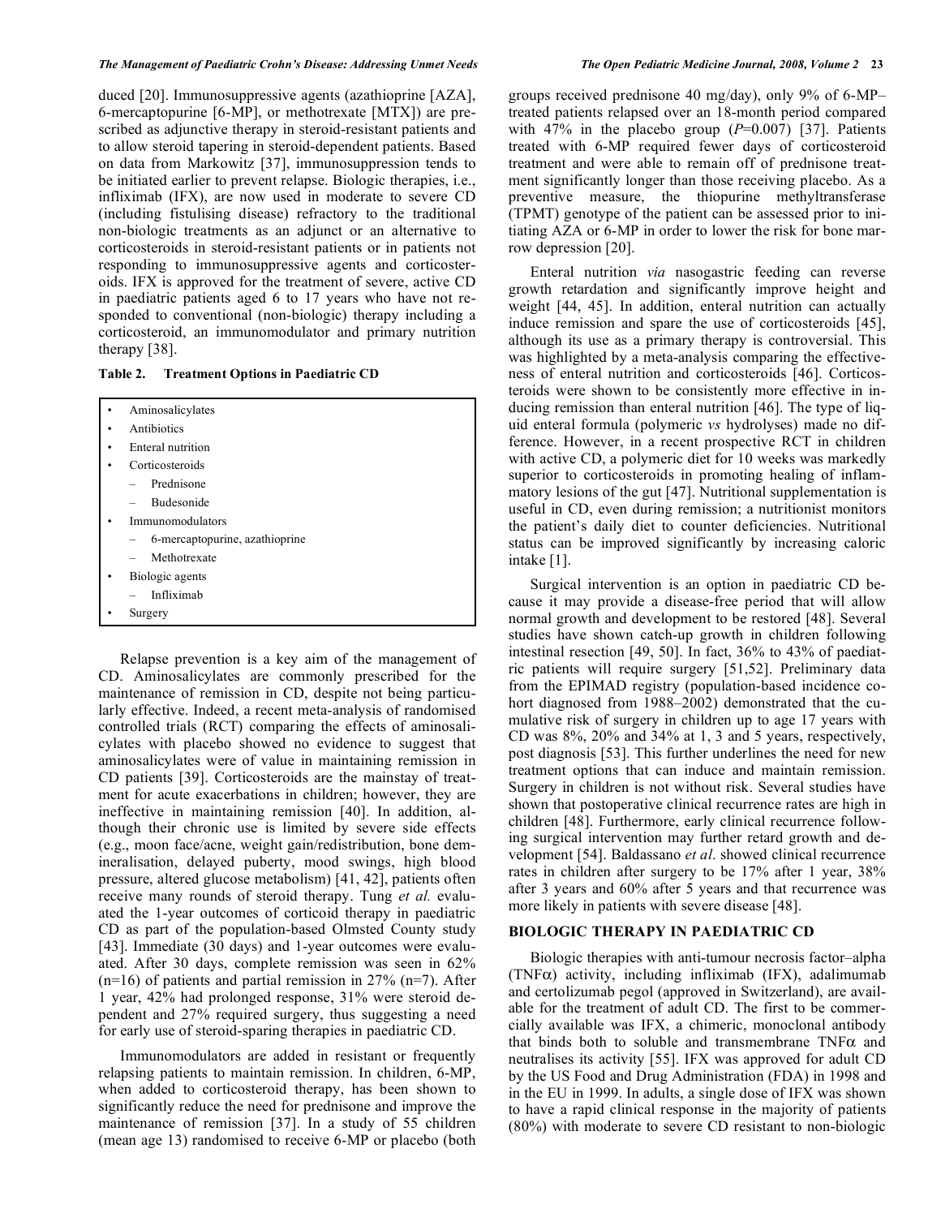duced [20]. Immunosuppressive agents (azathioprine [AZA], 6-mercaptopurine [6-MP], or methotrexate [MTX]) are prescribed as adjunctive therapy in steroid-resistant patients and to allow steroid tapering in steroid-dependent patients. Based on data from Markowitz [37], immunosuppression tends to be initiated earlier to prevent relapse. Biologic therapies, i.e., infliximab (IFX), are now used in moderate to severe CD (including fistulising disease) refractory to the traditional non-biologic treatments as an adjunct or an alternative to corticosteroids in steroid-resistant patients or in patients not responding to immunosuppressive agents and corticosteroids. IFX is approved for the treatment of severe, active CD in paediatric patients aged 6 to 17 years who have not responded to conventional (non-biologic) therapy including a corticosteroid, an immunomodulator and primary nutrition therapy [38].

**Table 2. Treatment Options in Paediatric CD**

| Treatment Options |
|---|
| • Aminosalicylates |
| • Antibiotics |
| • Enteral nutrition |
| • Corticosteroids |
| – Prednisone |
| – Budesonide |
| • Immunomodulators |
| – 6-mercaptopurine, azathioprine |
| – Methotrexate |
| • Biologic agents |
| – Infliximab |
| • Surgery |

Relapse prevention is a key aim of the management of CD. Aminosalicylates are commonly prescribed for the maintenance of remission in CD, despite not being particularly effective. Indeed, a recent meta-analysis of randomised controlled trials (RCT) comparing the effects of aminosalicylates with placebo showed no evidence to suggest that aminosalicylates were of value in maintaining remission in CD patients [39]. Corticosteroids are the mainstay of treatment for acute exacerbations in children; however, they are ineffective in maintaining remission [40]. In addition, although their chronic use is limited by severe side effects (e.g., moon face/acne, weight gain/redistribution, bone demineralisation, delayed puberty, mood swings, high blood pressure, altered glucose metabolism) [41, 42], patients often receive many rounds of steroid therapy. Tung *et al.* evaluated the 1-year outcomes of corticoid therapy in paediatric CD as part of the population-based Olmsted County study [43]. Immediate (30 days) and 1-year outcomes were evaluated. After 30 days, complete remission was seen in 62% (n=16) of patients and partial remission in 27% (n=7). After 1 year, 42% had prolonged response, 31% were steroid dependent and 27% required surgery, thus suggesting a need for early use of steroid-sparing therapies in paediatric CD.

Immunomodulators are added in resistant or frequently relapsing patients to maintain remission. In children, 6-MP, when added to corticosteroid therapy, has been shown to significantly reduce the need for prednisone and improve the maintenance of remission [37]. In a study of 55 children (mean age 13) randomised to receive 6-MP or placebo (both groups received prednisone 40 mg/day), only 9% of 6-MP–treated patients relapsed over an 18-month period compared with 47% in the placebo group ($P$=0.007) [37]. Patients treated with 6-MP required fewer days of corticosteroid treatment and were able to remain off of prednisone treatment significantly longer than those receiving placebo. As a preventive measure, the thiopurine methyltransferase (TPMT) genotype of the patient can be assessed prior to initiating AZA or 6-MP in order to lower the risk for bone marrow depression [20].

Enteral nutrition *via* nasogastric feeding can reverse growth retardation and significantly improve height and weight [44, 45]. In addition, enteral nutrition can actually induce remission and spare the use of corticosteroids [45], although its use as a primary therapy is controversial. This was highlighted by a meta-analysis comparing the effectiveness of enteral nutrition and corticosteroids [46]. Corticosteroids were shown to be consistently more effective in inducing remission than enteral nutrition [46]. The type of liquid enteral formula (polymeric *vs* hydrolyses) made no difference. However, in a recent prospective RCT in children with active CD, a polymeric diet for 10 weeks was markedly superior to corticosteroids in promoting healing of inflammatory lesions of the gut [47]. Nutritional supplementation is useful in CD, even during remission; a nutritionist monitors the patient's daily diet to counter deficiencies. Nutritional status can be improved significantly by increasing caloric intake [1].

Surgical intervention is an option in paediatric CD because it may provide a disease-free period that will allow normal growth and development to be restored [48]. Several studies have shown catch-up growth in children following intestinal resection [49, 50]. In fact, 36% to 43% of paediatric patients will require surgery [51,52]. Preliminary data from the EPIMAD registry (population-based incidence cohort diagnosed from 1988–2002) demonstrated that the cumulative risk of surgery in children up to age 17 years with CD was 8%, 20% and 34% at 1, 3 and 5 years, respectively, post diagnosis [53]. This further underlines the need for new treatment options that can induce and maintain remission. Surgery in children is not without risk. Several studies have shown that postoperative clinical recurrence rates are high in children [48]. Furthermore, early clinical recurrence following surgical intervention may further retard growth and development [54]. Baldassano *et al*. showed clinical recurrence rates in children after surgery to be 17% after 1 year, 38% after 3 years and 60% after 5 years and that recurrence was more likely in patients with severe disease [48].

## BIOLOGIC THERAPY IN PAEDIATRIC CD

Biologic therapies with anti-tumour necrosis factor–alpha (TNFα) activity, including infliximab (IFX), adalimumab and certolizumab pegol (approved in Switzerland), are available for the treatment of adult CD. The first to be commercially available was IFX, a chimeric, monoclonal antibody that binds both to soluble and transmembrane TNFα and neutralises its activity [55]. IFX was approved for adult CD by the US Food and Drug Administration (FDA) in 1998 and in the EU in 1999. In adults, a single dose of IFX was shown to have a rapid clinical response in the majority of patients (80%) with moderate to severe CD resistant to non-biologic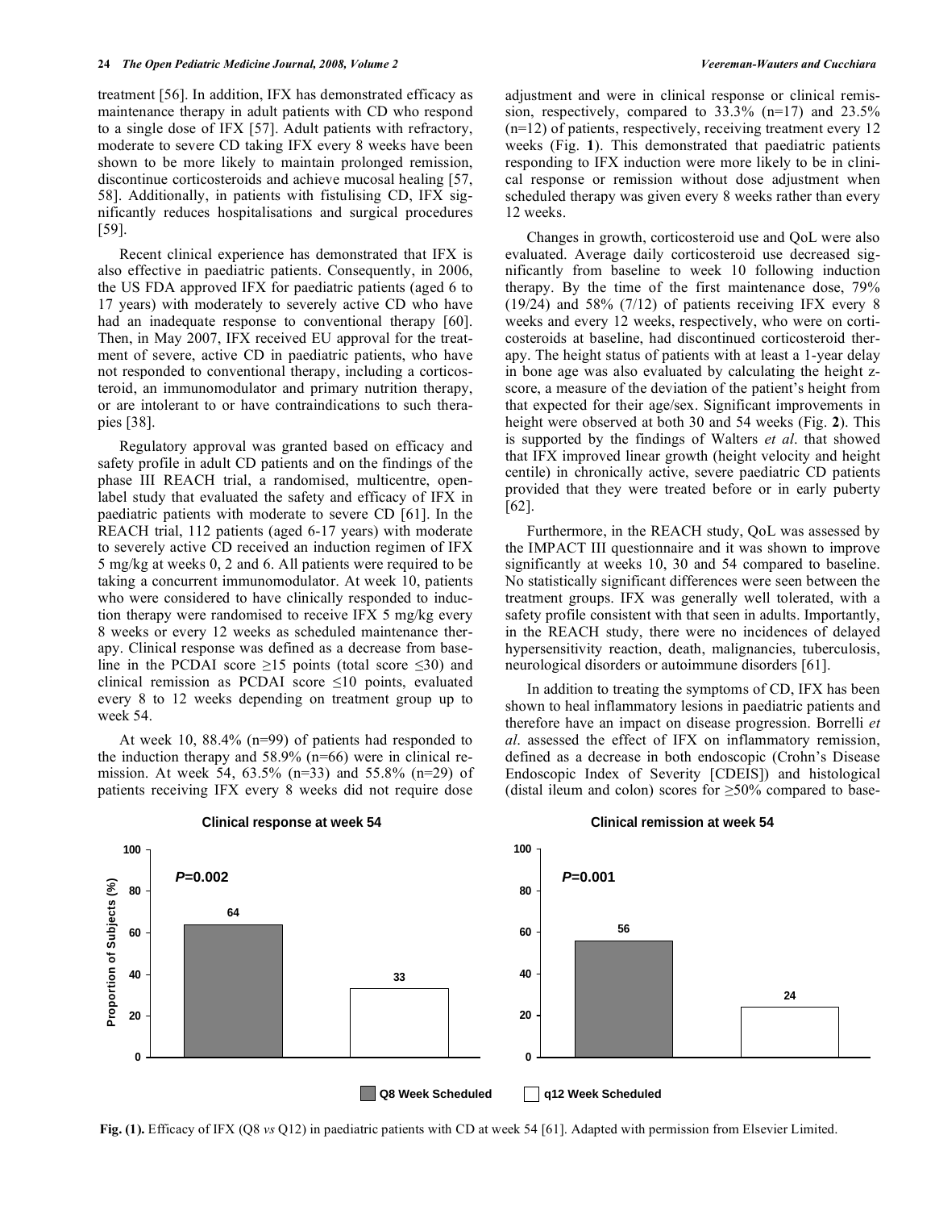treatment [56]. In addition, IFX has demonstrated efficacy as maintenance therapy in adult patients with CD who respond to a single dose of IFX [57]. Adult patients with refractory, moderate to severe CD taking IFX every 8 weeks have been shown to be more likely to maintain prolonged remission, discontinue corticosteroids and achieve mucosal healing [57, 58]. Additionally, in patients with fistulising CD, IFX significantly reduces hospitalisations and surgical procedures [59].

Recent clinical experience has demonstrated that IFX is also effective in paediatric patients. Consequently, in 2006, the US FDA approved IFX for paediatric patients (aged 6 to 17 years) with moderately to severely active CD who have had an inadequate response to conventional therapy [60]. Then, in May 2007, IFX received EU approval for the treatment of severe, active CD in paediatric patients, who have not responded to conventional therapy, including a corticosteroid, an immunomodulator and primary nutrition therapy, or are intolerant to or have contraindications to such therapies [38].

Regulatory approval was granted based on efficacy and safety profile in adult CD patients and on the findings of the phase III REACH trial, a randomised, multicentre, open-label study that evaluated the safety and efficacy of IFX in paediatric patients with moderate to severe CD [61]. In the REACH trial, 112 patients (aged 6-17 years) with moderate to severely active CD received an induction regimen of IFX 5 mg/kg at weeks 0, 2 and 6. All patients were required to be taking a concurrent immunomodulator. At week 10, patients who were considered to have clinically responded to induction therapy were randomised to receive IFX 5 mg/kg every 8 weeks or every 12 weeks as scheduled maintenance therapy. Clinical response was defined as a decrease from baseline in the PCDAI score ≥15 points (total score ≤30) and clinical remission as PCDAI score ≤10 points, evaluated every 8 to 12 weeks depending on treatment group up to week 54.

At week 10, 88.4% (n=99) of patients had responded to the induction therapy and 58.9% (n=66) were in clinical remission. At week 54, 63.5% (n=33) and 55.8% (n=29) of patients receiving IFX every 8 weeks did not require dose adjustment and were in clinical response or clinical remission, respectively, compared to 33.3% (n=17) and 23.5% (n=12) of patients, respectively, receiving treatment every 12 weeks (Fig. **1**). This demonstrated that paediatric patients responding to IFX induction were more likely to be in clinical response or remission without dose adjustment when scheduled therapy was given every 8 weeks rather than every 12 weeks.

Changes in growth, corticosteroid use and QoL were also evaluated. Average daily corticosteroid use decreased significantly from baseline to week 10 following induction therapy. By the time of the first maintenance dose, 79% (19/24) and 58% (7/12) of patients receiving IFX every 8 weeks and every 12 weeks, respectively, who were on corticosteroids at baseline, had discontinued corticosteroid therapy. The height status of patients with at least a 1-year delay in bone age was also evaluated by calculating the height z-score, a measure of the deviation of the patient's height from that expected for their age/sex. Significant improvements in height were observed at both 30 and 54 weeks (Fig. **2**). This is supported by the findings of Walters *et al*. that showed that IFX improved linear growth (height velocity and height centile) in chronically active, severe paediatric CD patients provided that they were treated before or in early puberty [62].

Furthermore, in the REACH study, QoL was assessed by the IMPACT III questionnaire and it was shown to improve significantly at weeks 10, 30 and 54 compared to baseline. No statistically significant differences were seen between the treatment groups. IFX was generally well tolerated, with a safety profile consistent with that seen in adults. Importantly, in the REACH study, there were no incidences of delayed hypersensitivity reaction, death, malignancies, tuberculosis, neurological disorders or autoimmune disorders [61].

In addition to treating the symptoms of CD, IFX has been shown to heal inflammatory lesions in paediatric patients and therefore have an impact on disease progression. Borrelli *et al*. assessed the effect of IFX on inflammatory remission, defined as a decrease in both endoscopic (Crohn's Disease Endoscopic Index of Severity [CDEIS]) and histological (distal ileum and colon) scores for ≥50% compared to base-

**Clinical response at week 54** — *P*=0.002

| | Proportion of Subjects (%) |
|---|---|
| Q8 Week Scheduled | 64 |
| q12 Week Scheduled | 33 |

**Clinical remission at week 54** — *P*=0.001

| | Proportion of Subjects (%) |
|---|---|
| Q8 Week Scheduled | 56 |
| q12 Week Scheduled | 24 |

**Fig. (1).** Efficacy of IFX (Q8 *vs* Q12) in paediatric patients with CD at week 54 [61]. Adapted with permission from Elsevier Limited.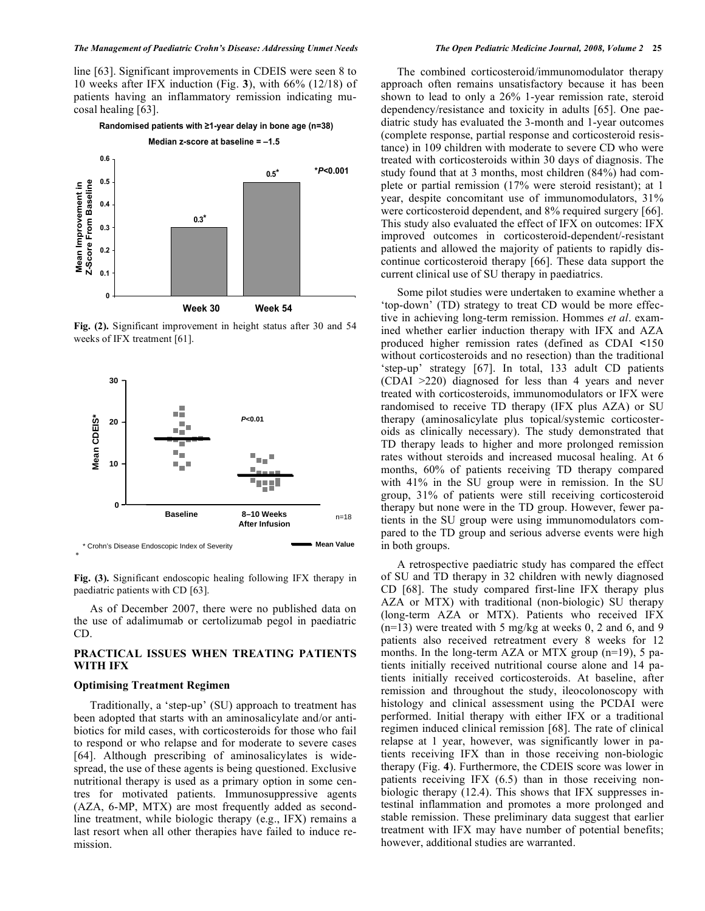line [63]. Significant improvements in CDEIS were seen 8 to 10 weeks after IFX induction (Fig. **3**), with 66% (12/18) of patients having an inflammatory remission indicating mucosal healing [63].

**Randomised patients with ≥1-year delay in bone age (n=38)**

**Median z-score at baseline = –1.5**

**Fig. (2).** Significant improvement in height status after 30 and 54 weeks of IFX treatment [61].

**Fig. (3).** Significant endoscopic healing following IFX therapy in paediatric patients with CD [63].

As of December 2007, there were no published data on the use of adalimumab or certolizumab pegol in paediatric CD.

## PRACTICAL ISSUES WHEN TREATING PATIENTS WITH IFX

### Optimising Treatment Regimen

Traditionally, a 'step-up' (SU) approach to treatment has been adopted that starts with an aminosalicylate and/or antibiotics for mild cases, with corticosteroids for those who fail to respond or who relapse and for moderate to severe cases [64]. Although prescribing of aminosalicylates is widespread, the use of these agents is being questioned. Exclusive nutritional therapy is used as a primary option in some centres for motivated patients. Immunosuppressive agents (AZA, 6-MP, MTX) are most frequently added as second-line treatment, while biologic therapy (e.g., IFX) remains a last resort when all other therapies have failed to induce remission.

The combined corticosteroid/immunomodulator therapy approach often remains unsatisfactory because it has been shown to lead to only a 26% 1-year remission rate, steroid dependency/resistance and toxicity in adults [65]. One paediatric study has evaluated the 3-month and 1-year outcomes (complete response, partial response and corticosteroid resistance) in 109 children with moderate to severe CD who were treated with corticosteroids within 30 days of diagnosis. The study found that at 3 months, most children (84%) had complete or partial remission (17% were steroid resistant); at 1 year, despite concomitant use of immunomodulators, 31% were corticosteroid dependent, and 8% required surgery [66]. This study also evaluated the effect of IFX on outcomes: IFX improved outcomes in corticosteroid-dependent/-resistant patients and allowed the majority of patients to rapidly discontinue corticosteroid therapy [66]. These data support the current clinical use of SU therapy in paediatrics.

Some pilot studies were undertaken to examine whether a 'top-down' (TD) strategy to treat CD would be more effective in achieving long-term remission. Hommes *et al*. examined whether earlier induction therapy with IFX and AZA produced higher remission rates (defined as CDAI <150 without corticosteroids and no resection) than the traditional 'step-up' strategy [67]. In total, 133 adult CD patients (CDAI >220) diagnosed for less than 4 years and never treated with corticosteroids, immunomodulators or IFX were randomised to receive TD therapy (IFX plus AZA) or SU therapy (aminosalicylate plus topical/systemic corticosteroids as clinically necessary). The study demonstrated that TD therapy leads to higher and more prolonged remission rates without steroids and increased mucosal healing. At 6 months, 60% of patients receiving TD therapy compared with 41% in the SU group were in remission. In the SU group, 31% of patients were still receiving corticosteroid therapy but none were in the TD group. However, fewer patients in the SU group were using immunomodulators compared to the TD group and serious adverse events were high in both groups.

A retrospective paediatric study has compared the effect of SU and TD therapy in 32 children with newly diagnosed CD [68]. The study compared first-line IFX therapy plus AZA or MTX) with traditional (non-biologic) SU therapy (long-term AZA or MTX). Patients who received IFX (n=13) were treated with 5 mg/kg at weeks 0, 2 and 6, and 9 patients also received retreatment every 8 weeks for 12 months. In the long-term AZA or MTX group (n=19), 5 patients initially received nutritional course alone and 14 patients initially received corticosteroids. At baseline, after remission and throughout the study, ileocolonoscopy with histology and clinical assessment using the PCDAI were performed. Initial therapy with either IFX or a traditional regimen induced clinical remission [68]. The rate of clinical relapse at 1 year, however, was significantly lower in patients receiving IFX than in those receiving non-biologic therapy (Fig. **4**). Furthermore, the CDEIS score was lower in patients receiving IFX (6.5) than in those receiving non-biologic therapy (12.4). This shows that IFX suppresses intestinal inflammation and promotes a more prolonged and stable remission. These preliminary data suggest that earlier treatment with IFX may have number of potential benefits; however, additional studies are warranted.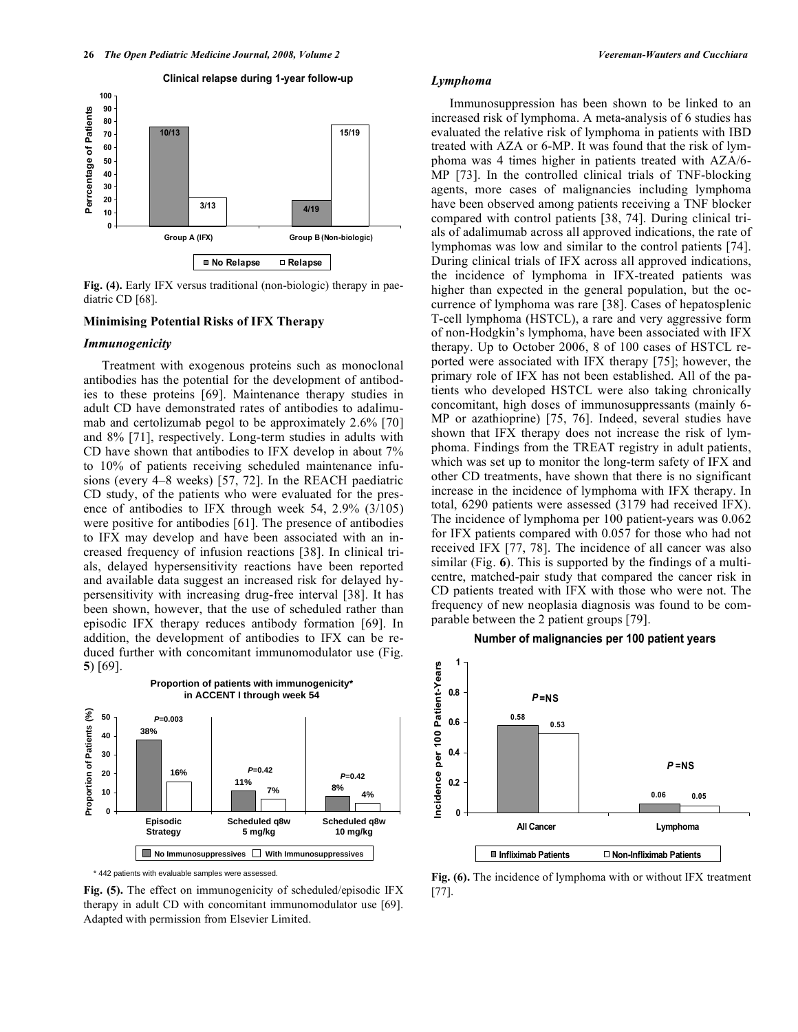**Clinical relapse during 1-year follow-up**

| | No Relapse | Relapse |
|---|---|---|
| Group A (IFX) | 10/13 | 3/13 |
| Group B (Non-biologic) | 4/19 | 15/19 |

**Fig. (4).** Early IFX versus traditional (non-biologic) therapy in paediatric CD [68].

### Minimising Potential Risks of IFX Therapy

#### *Immunogenicity*

Treatment with exogenous proteins such as monoclonal antibodies has the potential for the development of antibodies to these proteins [69]. Maintenance therapy studies in adult CD have demonstrated rates of antibodies to adalimumab and certolizumab pegol to be approximately 2.6% [70] and 8% [71], respectively. Long-term studies in adults with CD have shown that antibodies to IFX develop in about 7% to 10% of patients receiving scheduled maintenance infusions (every 4–8 weeks) [57, 72]. In the REACH paediatric CD study, of the patients who were evaluated for the presence of antibodies to IFX through week 54, 2.9% (3/105) were positive for antibodies [61]. The presence of antibodies to IFX may develop and have been associated with an increased frequency of infusion reactions [38]. In clinical trials, delayed hypersensitivity reactions have been reported and available data suggest an increased risk for delayed hypersensitivity with increasing drug-free interval [38]. It has been shown, however, that the use of scheduled rather than episodic IFX therapy reduces antibody formation [69]. In addition, the development of antibodies to IFX can be reduced further with concomitant immunomodulator use (Fig. **5**) [69].

**Proportion of patients with immunogenicity* in ACCENT I through week 54**

| | No Immunosuppressives | With Immunosuppressives | P |
|---|---|---|---|
| Episodic Strategy | 38% | 16% | $P$=0.003 |
| Scheduled q8w 5 mg/kg | 11% | 7% | $P$=0.42 |
| Scheduled q8w 10 mg/kg | 8% | 4% | $P$=0.42 |

\* 442 patients with evaluable samples were assessed.

**Fig. (5).** The effect on immunogenicity of scheduled/episodic IFX therapy in adult CD with concomitant immunomodulator use [69]. Adapted with permission from Elsevier Limited.

#### *Lymphoma*

Immunosuppression has been shown to be linked to an increased risk of lymphoma. A meta-analysis of 6 studies has evaluated the relative risk of lymphoma in patients with IBD treated with AZA or 6-MP. It was found that the risk of lymphoma was 4 times higher in patients treated with AZA/6-MP [73]. In the controlled clinical trials of TNF-blocking agents, more cases of malignancies including lymphoma have been observed among patients receiving a TNF blocker compared with control patients [38, 74]. During clinical trials of adalimumab across all approved indications, the rate of lymphomas was low and similar to the control patients [74]. During clinical trials of IFX across all approved indications, the incidence of lymphoma in IFX-treated patients was higher than expected in the general population, but the occurrence of lymphoma was rare [38]. Cases of hepatosplenic T-cell lymphoma (HSTCL), a rare and very aggressive form of non-Hodgkin's lymphoma, have been associated with IFX therapy. Up to October 2006, 8 of 100 cases of HSTCL reported were associated with IFX therapy [75]; however, the primary role of IFX has not been established. All of the patients who developed HSTCL were also taking chronically concomitant, high doses of immunosuppressants (mainly 6-MP or azathioprine) [75, 76]. Indeed, several studies have shown that IFX therapy does not increase the risk of lymphoma. Findings from the TREAT registry in adult patients, which was set up to monitor the long-term safety of IFX and other CD treatments, have shown that there is no significant increase in the incidence of lymphoma with IFX therapy. In total, 6290 patients were assessed (3179 had received IFX). The incidence of lymphoma per 100 patient-years was 0.062 for IFX patients compared with 0.057 for those who had not received IFX [77, 78]. The incidence of all cancer was also similar (Fig. **6**). This is supported by the findings of a multicentre, matched-pair study that compared the cancer risk in CD patients treated with IFX with those who were not. The frequency of new neoplasia diagnosis was found to be comparable between the 2 patient groups [79].

**Number of malignancies per 100 patient years**

| | Infliximab Patients | Non-Infliximab Patients | P |
|---|---|---|---|
| All Cancer | 0.58 | 0.53 | $P$=NS |
| Lymphoma | 0.06 | 0.05 | $P$=NS |

**Fig. (6).** The incidence of lymphoma with or without IFX treatment [77].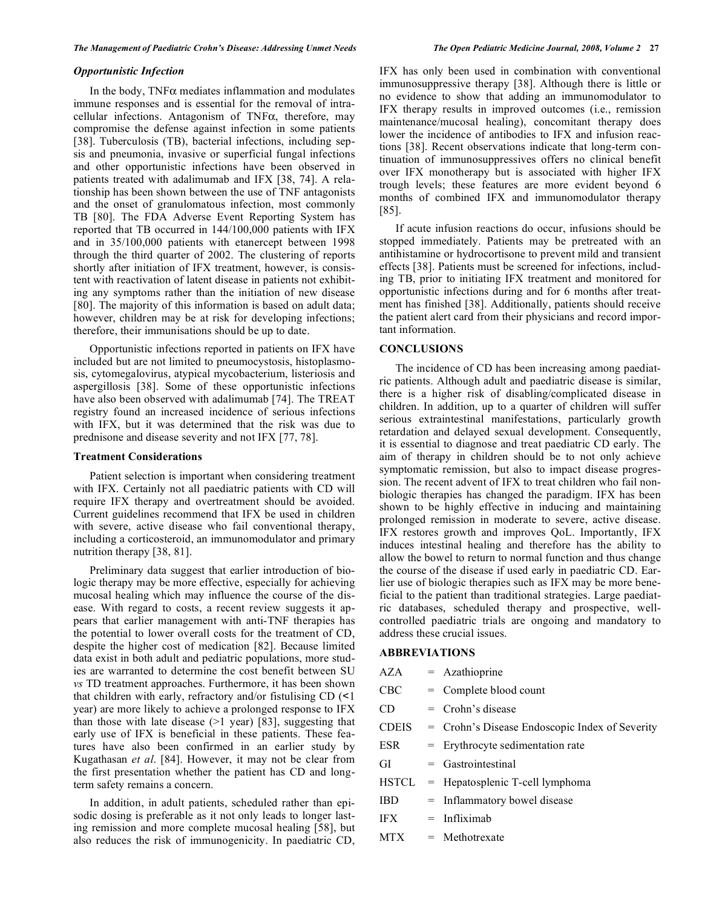### *Opportunistic Infection*

In the body, TNFα mediates inflammation and modulates immune responses and is essential for the removal of intracellular infections. Antagonism of TNFα, therefore, may compromise the defense against infection in some patients [38]. Tuberculosis (TB), bacterial infections, including sepsis and pneumonia, invasive or superficial fungal infections and other opportunistic infections have been observed in patients treated with adalimumab and IFX [38, 74]. A relationship has been shown between the use of TNF antagonists and the onset of granulomatous infection, most commonly TB [80]. The FDA Adverse Event Reporting System has reported that TB occurred in 144/100,000 patients with IFX and in 35/100,000 patients with etanercept between 1998 through the third quarter of 2002. The clustering of reports shortly after initiation of IFX treatment, however, is consistent with reactivation of latent disease in patients not exhibiting any symptoms rather than the initiation of new disease [80]. The majority of this information is based on adult data; however, children may be at risk for developing infections; therefore, their immunisations should be up to date.

Opportunistic infections reported in patients on IFX have included but are not limited to pneumocystosis, histoplasmosis, cytomegalovirus, atypical mycobacterium, listeriosis and aspergillosis [38]. Some of these opportunistic infections have also been observed with adalimumab [74]. The TREAT registry found an increased incidence of serious infections with IFX, but it was determined that the risk was due to prednisone and disease severity and not IFX [77, 78].

### Treatment Considerations

Patient selection is important when considering treatment with IFX. Certainly not all paediatric patients with CD will require IFX therapy and overtreatment should be avoided. Current guidelines recommend that IFX be used in children with severe, active disease who fail conventional therapy, including a corticosteroid, an immunomodulator and primary nutrition therapy [38, 81].

Preliminary data suggest that earlier introduction of biologic therapy may be more effective, especially for achieving mucosal healing which may influence the course of the disease. With regard to costs, a recent review suggests it appears that earlier management with anti-TNF therapies has the potential to lower overall costs for the treatment of CD, despite the higher cost of medication [82]. Because limited data exist in both adult and pediatric populations, more studies are warranted to determine the cost benefit between SU *vs* TD treatment approaches. Furthermore, it has been shown that children with early, refractory and/or fistulising CD (<1 year) are more likely to achieve a prolonged response to IFX than those with late disease (>1 year) [83], suggesting that early use of IFX is beneficial in these patients. These features have also been confirmed in an earlier study by Kugathasan *et al*. [84]. However, it may not be clear from the first presentation whether the patient has CD and long-term safety remains a concern.

In addition, in adult patients, scheduled rather than episodic dosing is preferable as it not only leads to longer lasting remission and more complete mucosal healing [58], but also reduces the risk of immunogenicity. In paediatric CD, IFX has only been used in combination with conventional immunosuppressive therapy [38]. Although there is little or no evidence to show that adding an immunomodulator to IFX therapy results in improved outcomes (i.e., remission maintenance/mucosal healing), concomitant therapy does lower the incidence of antibodies to IFX and infusion reactions [38]. Recent observations indicate that long-term continuation of immunosuppressives offers no clinical benefit over IFX monotherapy but is associated with higher IFX trough levels; these features are more evident beyond 6 months of combined IFX and immunomodulator therapy [85].

If acute infusion reactions do occur, infusions should be stopped immediately. Patients may be pretreated with an antihistamine or hydrocortisone to prevent mild and transient effects [38]. Patients must be screened for infections, including TB, prior to initiating IFX treatment and monitored for opportunistic infections during and for 6 months after treatment has finished [38]. Additionally, patients should receive the patient alert card from their physicians and record important information.

## CONCLUSIONS

The incidence of CD has been increasing among paediatric patients. Although adult and paediatric disease is similar, there is a higher risk of disabling/complicated disease in children. In addition, up to a quarter of children will suffer serious extraintestinal manifestations, particularly growth retardation and delayed sexual development. Consequently, it is essential to diagnose and treat paediatric CD early. The aim of therapy in children should be to not only achieve symptomatic remission, but also to impact disease progression. The recent advent of IFX to treat children who fail non-biologic therapies has changed the paradigm. IFX has been shown to be highly effective in inducing and maintaining prolonged remission in moderate to severe, active disease. IFX restores growth and improves QoL. Importantly, IFX induces intestinal healing and therefore has the ability to allow the bowel to return to normal function and thus change the course of the disease if used early in paediatric CD. Earlier use of biologic therapies such as IFX may be more beneficial to the patient than traditional strategies. Large paediatric databases, scheduled therapy and prospective, well-controlled paediatric trials are ongoing and mandatory to address these crucial issues.

## ABBREVIATIONS

| | | |
|---|---|---|
| AZA | = | Azathioprine |
| CBC | = | Complete blood count |
| CD | = | Crohn's disease |
| CDEIS | = | Crohn's Disease Endoscopic Index of Severity |
| ESR | = | Erythrocyte sedimentation rate |
| GI | = | Gastrointestinal |
| HSTCL | = | Hepatosplenic T-cell lymphoma |
| IBD | = | Inflammatory bowel disease |
| IFX | = | Infliximab |
| MTX | = | Methotrexate |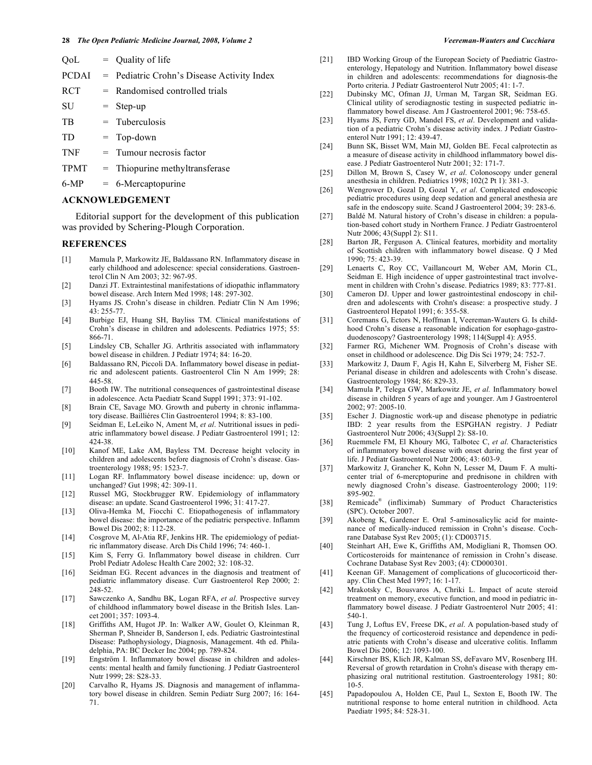QoL = Quality of life

PCDAI = Pediatric Crohn's Disease Activity Index

RCT = Randomised controlled trials

SU = Step-up

TB = Tuberculosis

TD = Top-down

TNF = Tumour necrosis factor

TPMT = Thiopurine methyltransferase

6-MP = 6-Mercaptopurine

## ACKNOWLEDGEMENT

Editorial support for the development of this publication was provided by Schering-Plough Corporation.

## REFERENCES

[1] Mamula P, Markowitz JE, Baldassano RN. Inflammatory disease in early childhood and adolescence: special considerations. Gastroenterol Clin N Am 2003; 32: 967-95.

[2] Danzi JT. Extraintestinal manifestations of idiopathic inflammatory bowel disease. Arch Intern Med 1998; 148: 297-302.

[3] Hyams JS. Crohn's disease in children. Pediatr Clin N Am 1996; 43: 255-77.

[4] Burbige EJ, Huang SH, Bayliss TM. Clinical manifestations of Crohn's disease in children and adolescents. Pediatrics 1975; 55: 866-71.

[5] Lindsley CB, Schaller JG. Arthritis associated with inflammatory bowel disease in children. J Pediatr 1974; 84: 16-20.

[6] Baldassano RN, Piccoli DA. Inflammatory bowel disease in pediatric and adolescent patients. Gastroenterol Clin N Am 1999; 28: 445-58.

[7] Booth IW. The nutritional consequences of gastrointestinal disease in adolescence. Acta Paediatr Scand Suppl 1991; 373: 91-102.

[8] Brain CE, Savage MO. Growth and puberty in chronic inflammatory disease. Bailliéres Clin Gastroenterol 1994; 8: 83-100.

[9] Seidman E, LeLeiko N, Ament M, *et al*. Nutritional issues in pediatric inflammatory bowel disease. J Pediatr Gastroenterol 1991; 12: 424-38.

[10] Kanof ME, Lake AM, Bayless TM. Decrease height velocity in children and adolescents before diagnosis of Crohn's disease. Gastroenterology 1988; 95: 1523-7.

[11] Logan RF. Inflammatory bowel disease incidence: up, down or unchanged? Gut 1998; 42: 309-11.

[12] Russel MG, Stockbrugger RW. Epidemiology of inflammatory disease: an update. Scand Gastroenterol 1996; 31: 417-27.

[13] Oliva-Hemka M, Fiocchi C. Etiopathogenesis of inflammatory bowel disease: the importance of the pediatric perspective. Inflamm Bowel Dis 2002; 8: 112-28.

[14] Cosgrove M, Al-Atia RF, Jenkins HR. The epidemiology of pediatric inflammatory disease. Arch Dis Child 1996; 74: 460-1.

[15] Kim S, Ferry G. Inflammatory bowel disease in children. Curr Probl Pediatr Adolesc Health Care 2002; 32: 108-32.

[16] Seidman EG. Recent advances in the diagnosis and treatment of pediatric inflammatory disease. Curr Gastroenterol Rep 2000; 2: 248-52.

[17] Sawczenko A, Sandhu BK, Logan RFA, *et al*. Prospective survey of childhood inflammatory bowel disease in the British Isles. Lancet 2001; 357: 1093-4.

[18] Griffiths AM, Hugot JP. In: Walker AW, Goulet O, Kleinman R, Sherman P, Shneider B, Sanderson I, eds. Pediatric Gastrointestinal Disease: Pathophysiology, Diagnosis, Management. 4th ed. Philadelphia, PA: BC Decker Inc 2004; pp. 789-824.

[19] Engström I. Inflammatory bowel disease in children and adolescents: mental health and family functioning. J Pediatr Gastroenterol Nutr 1999; 28: S28-33.

[20] Carvalho R, Hyams JS. Diagnosis and management of inflammatory bowel disease in children. Semin Pediatr Surg 2007; 16: 164-71.

[21] IBD Working Group of the European Society of Paediatric Gastroenterology, Hepatology and Nutrition. Inflammatory bowel disease in children and adolescents: recommendations for diagnosis-the Porto criteria. J Pediatr Gastroenterol Nutr 2005; 41: 1-7.

[22] Dubinsky MC, Ofman JJ, Urman M, Targan SR, Seidman EG. Clinical utility of serodiagnostic testing in suspected pediatric inflammatory bowel disease. Am J Gastroenterol 2001; 96: 758-65.

[23] Hyams JS, Ferry GD, Mandel FS, *et al*. Development and validation of a pediatric Crohn's disease activity index. J Pediatr Gastroenterol Nutr 1991; 12: 439-47.

[24] Bunn SK, Bisset WM, Main MJ, Golden BE. Fecal calprotectin as a measure of disease activity in childhood inflammatory bowel disease. J Pediatr Gastroenterol Nutr 2001; 32: 171-7.

[25] Dillon M, Brown S, Casey W, *et al*. Colonoscopy under general anesthesia in children. Pediatrics 1998; 102(2 Pt 1): 381-3.

[26] Wengrower D, Gozal D, Gozal Y, *et al*. Complicated endoscopic pediatric procedures using deep sedation and general anesthesia are safe in the endoscopy suite. Scand J Gastroenterol 2004; 39: 283-6.

[27] Baldé M. Natural history of Crohn's disease in children: a population-based cohort study in Northern France. J Pediatr Gastroenterol Nutr 2006; 43(Suppl 2): S11.

[28] Barton JR, Ferguson A. Clinical features, morbidity and mortality of Scottish children with inflammatory bowel disease. Q J Med 1990; 75: 423-39.

[29] Lenaerts C, Roy CC, Vaillancourt M, Weber AM, Morin CL, Seidman E. High incidence of upper gastrointestinal tract involvement in children with Crohn's disease. Pediatrics 1989; 83: 777-81.

[30] Cameron DJ. Upper and lower gastrointestinal endoscopy in children and adolescents with Crohn's disease: a prospective study. J Gastroenterol Hepatol 1991; 6: 355-58.

[31] Coremans G, Ectors N, Hoffman I, Veereman-Wauters G. Is childhood Crohn's disease a reasonable indication for esophago-gastro-duodenoscopy? Gastroenterology 1998; 114(Suppl 4): A955.

[32] Farmer RG, Michener WM. Prognosis of Crohn's disease with onset in childhood or adolescence. Dig Dis Sci 1979; 24: 752-7.

[33] Markowitz J, Daum F, Agis H, Kahn E, Silverberg M, Fisher SE. Perianal disease in children and adolescents with Crohn's disease. Gastroenterology 1984; 86: 829-33.

[34] Mamula P, Telega GW, Markowitz JE, *et al.* Inflammatory bowel disease in children 5 years of age and younger. Am J Gastroenterol 2002; 97: 2005-10.

[35] Escher J. Diagnostic work-up and disease phenotype in pediatric IBD: 2 year results from the ESPGHAN registry. J Pediatr Gastroenterol Nutr 2006; 43(Suppl 2): S8-10.

[36] Ruemmele FM, El Khoury MG, Talbotec C, *et al*. Characteristics of inflammatory bowel disease with onset during the first year of life. J Pediatr Gastroenterol Nutr 2006; 43: 603-9.

[37] Markowitz J, Grancher K, Kohn N, Lesser M, Daum F. A multicenter trial of 6-mercptopurine and prednisone in children with newly diagnosed Crohn's disease. Gastroenterology 2000; 119: 895-902.

[38] Remicade® (infliximab) Summary of Product Characteristics (SPC). October 2007.

[39] Akobeng K, Gardener E. Oral 5-aminosalicylic acid for maintenance of medically-induced remission in Crohn's disease. Cochrane Database Syst Rev 2005; (1): CD003715.

[40] Steinhart AH, Ewe K, Griffiths AM, Modigliani R, Thomsen OO. Corticosteroids for maintenance of remission in Crohn's disease. Cochrane Database Syst Rev 2003; (4): CD000301.

[41] Keenan GF. Management of complications of glucocorticoid therapy. Clin Chest Med 1997; 16: 1-17.

[42] Mrakotsky C, Bousvaros A, Chriki L. Impact of acute steroid treatment on memory, executive function, and mood in pediatric inflammatory bowel disease. J Pediatr Gastroenterol Nutr 2005; 41: 540-1.

[43] Tung J, Loftus EV, Freese DK, *et al*. A population-based study of the frequency of corticosteroid resistance and dependence in pediatric patients with Crohn's disease and ulcerative colitis. Inflamm Bowel Dis 2006; 12: 1093-100.

[44] Kirschner BS, Klich JR, Kalman SS, deFavaro MV, Rosenberg IH. Reversal of growth retardation in Crohn's disease with therapy emphasizing oral nutritional restitution. Gastroenterology 1981; 80: 10-5.

[45] Papadopoulou A, Holden CE, Paul L, Sexton E, Booth IW. The nutritional response to home enteral nutrition in childhood. Acta Paediatr 1995; 84: 528-31.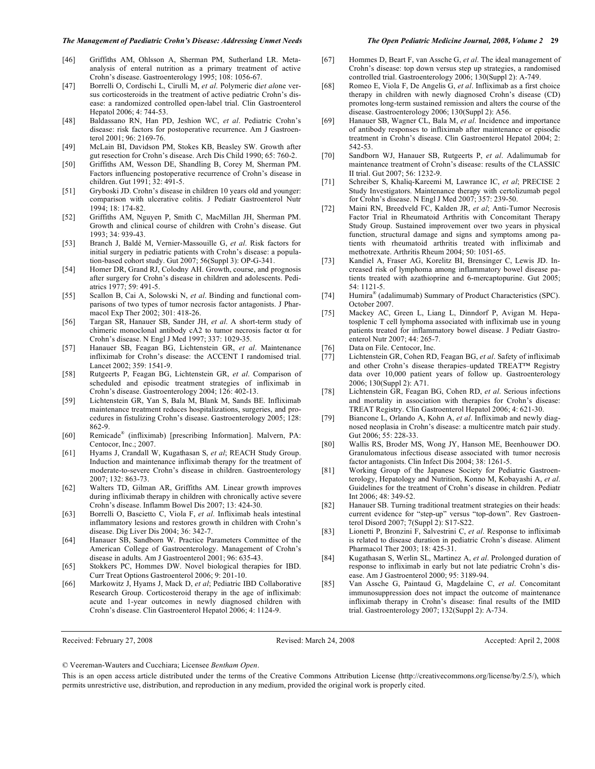[46] Griffiths AM, Ohlsson A, Sherman PM, Sutherland LR. Meta-analysis of enteral nutrition as a primary treatment of active Crohn's disease. Gastroenterology 1995; 108: 1056-67.

[47] Borrelli O, Cordischi L, Cirulli M, *et al*. Polymeric di*et al*one versus corticosteroids in the treatment of active pediatric Crohn's disease: a randomized controlled open-label trial. Clin Gastroenterol Hepatol 2006; 4: 744-53.

[48] Baldassano RN, Han PD, Jeshion WC, *et al*. Pediatric Crohn's disease: risk factors for postoperative recurrence. Am J Gastroenterol 2001; 96: 2169-76.

[49] McLain BI, Davidson PM, Stokes KB, Beasley SW. Growth after gut resection for Crohn's disease. Arch Dis Child 1990; 65: 760-2.

[50] Griffiths AM, Wesson DE, Shandling B, Corey M, Sherman PM. Factors influencing postoperative recurrence of Crohn's disease in children. Gut 1991; 32: 491-5.

[51] Gryboski JD. Crohn's disease in children 10 years old and younger: comparison with ulcerative colitis. J Pediatr Gastroenterol Nutr 1994; 18: 174-82.

[52] Griffiths AM, Nguyen P, Smith C, MacMillan JH, Sherman PM. Growth and clinical course of children with Crohn's disease. Gut 1993; 34: 939-43.

[53] Branch J, Baldé M, Vernier-Massouille G, *et al*. Risk factors for initial surgery in pediatric patients with Crohn's disease: a population-based cohort study. Gut 2007; 56(Suppl 3): OP-G-341.

[54] Homer DR, Grand RJ, Colodny AH. Growth, course, and prognosis after surgery for Crohn's disease in children and adolescents. Pediatrics 1977; 59: 491-5.

[55] Scallon B, Cai A, Solowski N, *et al*. Binding and functional comparisons of two types of tumor necrosis factor antagonists. J Pharmacol Exp Ther 2002; 301: 418-26.

[56] Targan SR, Hanauer SB, Sander JH, *et al*. A short-term study of chimeric monoclonal antibody cA2 to tumor necrosis factor α for Crohn's disease. N Engl J Med 1997; 337: 1029-35.

[57] Hanauer SB, Feagan BG, Lichtenstein GR, *et al*. Maintenance infliximab for Crohn's disease: the ACCENT I randomised trial. Lancet 2002; 359: 1541-9.

[58] Rutgeerts P, Feagan BG, Lichtenstein GR, *et al*. Comparison of scheduled and episodic treatment strategies of infliximab in Crohn's disease. Gastroenterology 2004; 126: 402-13.

[59] Lichtenstein GR, Yan S, Bala M, Blank M, Sands BE. Infliximab maintenance treatment reduces hospitalizations, surgeries, and procedures in fistulizing Crohn's disease. Gastroenterology 2005; 128: 862-9.

[60] Remicade® (infliximab) [prescribing Information]. Malvern, PA: Centocor, Inc.; 2007.

[61] Hyams J, Crandall W, Kugathasan S, *et al*; REACH Study Group. Induction and maintenance infliximab therapy for the treatment of moderate-to-severe Crohn's disease in children. Gastroenterology 2007; 132: 863-73.

[62] Walters TD, Gilman AR, Griffiths AM. Linear growth improves during infliximab therapy in children with chronically active severe Crohn's disease. Inflamm Bowel Dis 2007; 13: 424-30.

[63] Borrelli O, Bascietto C, Viola F, *et al*. Infliximab heals intestinal inflammatory lesions and restores growth in children with Crohn's disease. Dig Liver Dis 2004; 36: 342-7.

[64] Hanauer SB, Sandborn W. Practice Parameters Committee of the American College of Gastroenterology. Management of Crohn's disease in adults. Am J Gastroenterol 2001; 96: 635-43.

[65] Stokkers PC, Hommes DW. Novel biological therapies for IBD. Curr Treat Options Gastroenterol 2006; 9: 201-10.

[66] Markowitz J, Hyams J, Mack D, *et al*; Pediatric IBD Collaborative Research Group. Corticosteroid therapy in the age of infliximab: acute and 1-year outcomes in newly diagnosed children with Crohn's disease. Clin Gastroenterol Hepatol 2006; 4: 1124-9.

[67] Hommes D, Beart F, van Assche G, *et al*. The ideal management of Crohn's disease: top down versus step up strategies, a randomised controlled trial. Gastroenterology 2006; 130(Suppl 2): A-749.

[68] Romeo E, Viola F, De Angelis G, *et al*. Infliximab as a first choice therapy in children with newly diagnosed Crohn's disease (CD) promotes long-term sustained remission and alters the course of the disease. Gastroenterology 2006; 130(Suppl 2): A56.

[69] Hanauer SB, Wagner CL, Bala M, *et al*. Incidence and importance of antibody responses to infliximab after maintenance or episodic treatment in Crohn's disease. Clin Gastroenterol Hepatol 2004; 2: 542-53.

[70] Sandborn WJ, Hanauer SB, Rutgeerts P, *et al*. Adalimumab for maintenance treatment of Crohn's disease: results of the CLASSIC II trial. Gut 2007; 56: 1232-9.

[71] Schreiber S, Khaliq-Kareemi M, Lawrance IC, *et al*; PRECISE 2 Study Investigators. Maintenance therapy with certolizumab pegol for Crohn's disease. N Engl J Med 2007; 357: 239-50.

[72] Maini RN, Breedveld FC, Kalden JR, *et al*; Anti-Tumor Necrosis Factor Trial in Rheumatoid Arthritis with Concomitant Therapy Study Group. Sustained improvement over two years in physical function, structural damage and signs and symptoms among patients with rheumatoid arthritis treated with infliximab and methotrexate. Arthritis Rheum 2004; 50: 1051-65.

[73] Kandiel A, Fraser AG, Korelitz BI, Brensinger C, Lewis JD. Increased risk of lymphoma among inflammatory bowel disease patients treated with azathioprine and 6-mercaptopurine. Gut 2005; 54: 1121-5.

[74] Humira® (adalimumab) Summary of Product Characteristics (SPC). October 2007.

[75] Mackey AC, Green L, Liang L, Dinndorf P, Avigan M. Hepatosplenic T cell lymphoma associated with infliximab use in young patients treated for inflammatory bowel disease. J Pediatr Gastroenterol Nutr 2007; 44: 265-7.

[76] Data on File. Centocor, Inc.

[77] Lichtenstein GR, Cohen RD, Feagan BG, *et al*. Safety of infliximab and other Crohn's disease therapies–updated TREAT™ Registry data over 10,000 patient years of follow up. Gastroenterology 2006; 130(Suppl 2): A71.

[78] Lichtenstein GR, Feagan BG, Cohen RD, *et al*. Serious infections and mortality in association with therapies for Crohn's disease: TREAT Registry. Clin Gastroenterol Hepatol 2006; 4: 621-30.

[79] Biancone L, Orlando A, Kohn A, *et al*. Infliximab and newly diagnosed neoplasia in Crohn's disease: a multicentre match pair study. Gut 2006; 55: 228-33.

[80] Wallis RS, Broder MS, Wong JY, Hanson ME, Beenhouwer DO. Granulomatous infectious disease associated with tumor necrosis factor antagonists. Clin Infect Dis 2004; 38: 1261-5.

[81] Working Group of the Japanese Society for Pediatric Gastroenterology, Hepatology and Nutrition, Konno M, Kobayashi A, *et al*. Guidelines for the treatment of Crohn's disease in children. Pediatr Int 2006; 48: 349-52.

[82] Hanauer SB. Turning traditional treatment strategies on their heads: current evidence for "step-up" versus "top-down". Rev Gastroenterol Disord 2007; 7(Suppl 2): S17-S22.

[83] Lionetti P, Bronzini F, Salvestrini C, *et al*. Response to infliximab is related to disease duration in pediatric Crohn's disease. Aliment Pharmacol Ther 2003; 18: 425-31.

[84] Kugathasan S, Werlin SL, Martinez A, *et al*. Prolonged duration of response to infliximab in early but not late pediatric Crohn's disease. Am J Gastroenterol 2000; 95: 3189-94.

[85] Van Assche G, Paintaud G, Magdelaine C, *et al*. Concomitant immunosuppression does not impact the outcome of maintenance infliximab therapy in Crohn's disease: final results of the IMID trial. Gastroenterology 2007; 132(Suppl 2): A-734.

Received: February 27, 2008 Revised: March 24, 2008 Accepted: April 2, 2008

© Veereman-Wauters and Cucchiara; Licensee *Bentham Open*.

This is an open access article distributed under the terms of the Creative Commons Attribution License (http://creativecommons.org/license/by/2.5/), which permits unrestrictive use, distribution, and reproduction in any medium, provided the original work is properly cited.